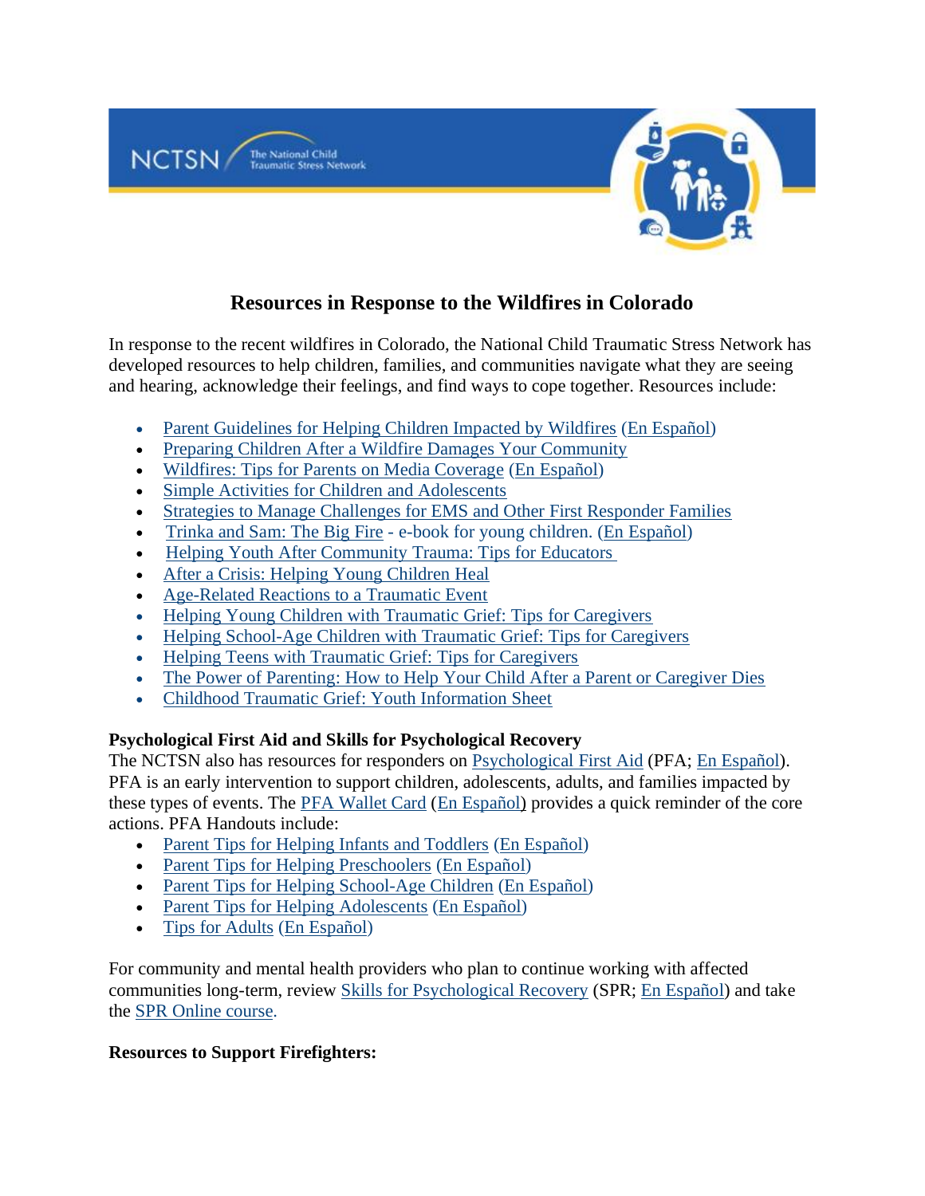# Resources in Response to the Wildfires in Colorado

In response to the recent wildfires in Colorado, the National Child Traumatic Stress Network has developed resources to help children, families, and communities navigate what they are seeing and hearing, acknowledge their feelings, and find ways to cope together. Resources include:

- Parent Guidelines for Helping Children Impacted by Wildfires (En Español)
- Preparing Children After a Wildfire Damages Your Community
- Wildfires: Tips for Parents on Media Coverage (En Español)
- Simple Activities for Children and Adolescents
- Strategies to Manage Challenges for EMS and Other First Responder Families
- Trinka and Sam: The Big Fire - e-book for young children. (En Español)
- Helping Youth After Community Trauma: Tips for Educators
- After a Crisis: Helping Young Children Heal
- Age-Related Reactions to a Traumatic Event
- Helping Young Children with Traumatic Grief: Tips for Caregivers
- Helping School-Age Children with Traumatic Grief: Tips for Caregivers
- Helping Teens with Traumatic Grief: Tips for Caregivers
- The Power of Parenting: How to Help Your Child After a Parent or Caregiver Dies
- Childhood Traumatic Grief: Youth Information Sheet

**Psychological First Aid and Skills for Psychological Recovery**

The NCTSN also has resources for responders on Psychological First Aid (PFA; En Español). PFA is an early intervention to support children, adolescents, adults, and families impacted by these types of events. The PFA Wallet Card (En Español) provides a quick reminder of the core actions. PFA Handouts include:

- Parent Tips for Helping Infants and Toddlers (En Español)
- Parent Tips for Helping Preschoolers (En Español)
- Parent Tips for Helping School-Age Children (En Español)
- Parent Tips for Helping Adolescents (En Español)
- Tips for Adults (En Español)

For community and mental health providers who plan to continue working with affected communities long-term, review Skills for Psychological Recovery (SPR; En Español) and take the SPR Online course.

**Resources to Support Firefighters:**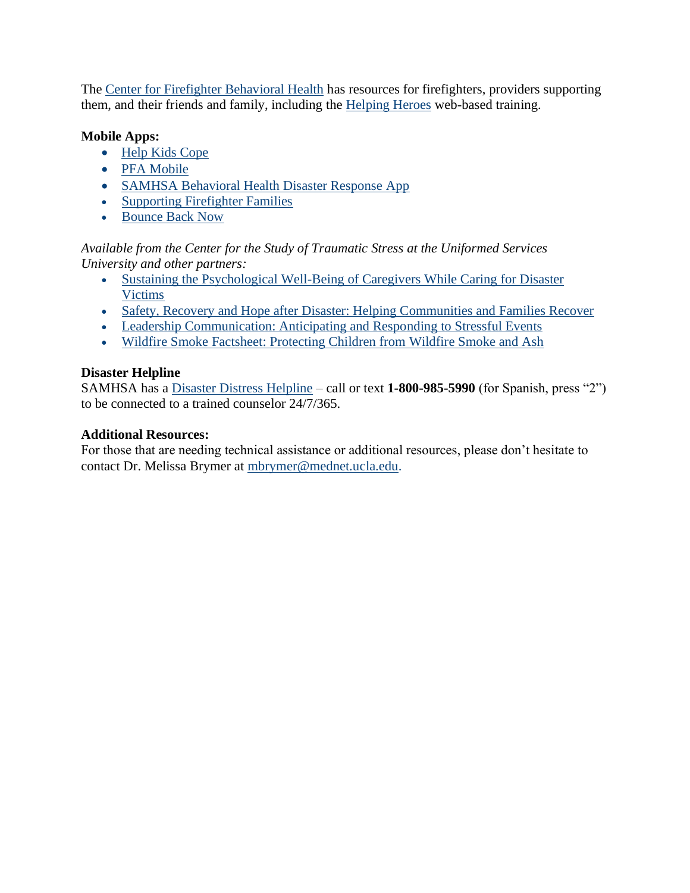The Center for Firefighter Behavioral Health has resources for firefighters, providers supporting them, and their friends and family, including the Helping Heroes web-based training.

**Mobile Apps:**

- Help Kids Cope
- PFA Mobile
- SAMHSA Behavioral Health Disaster Response App
- Supporting Firefighter Families
- Bounce Back Now

*Available from the Center for the Study of Traumatic Stress at the Uniformed Services University and other partners:*

- Sustaining the Psychological Well-Being of Caregivers While Caring for Disaster Victims
- Safety, Recovery and Hope after Disaster: Helping Communities and Families Recover
- Leadership Communication: Anticipating and Responding to Stressful Events
- Wildfire Smoke Factsheet: Protecting Children from Wildfire Smoke and Ash

**Disaster Helpline**

SAMHSA has a Disaster Distress Helpline – call or text **1-800-985-5990** (for Spanish, press "2") to be connected to a trained counselor 24/7/365.

**Additional Resources:**

For those that are needing technical assistance or additional resources, please don't hesitate to contact Dr. Melissa Brymer at mbrymer@mednet.ucla.edu.